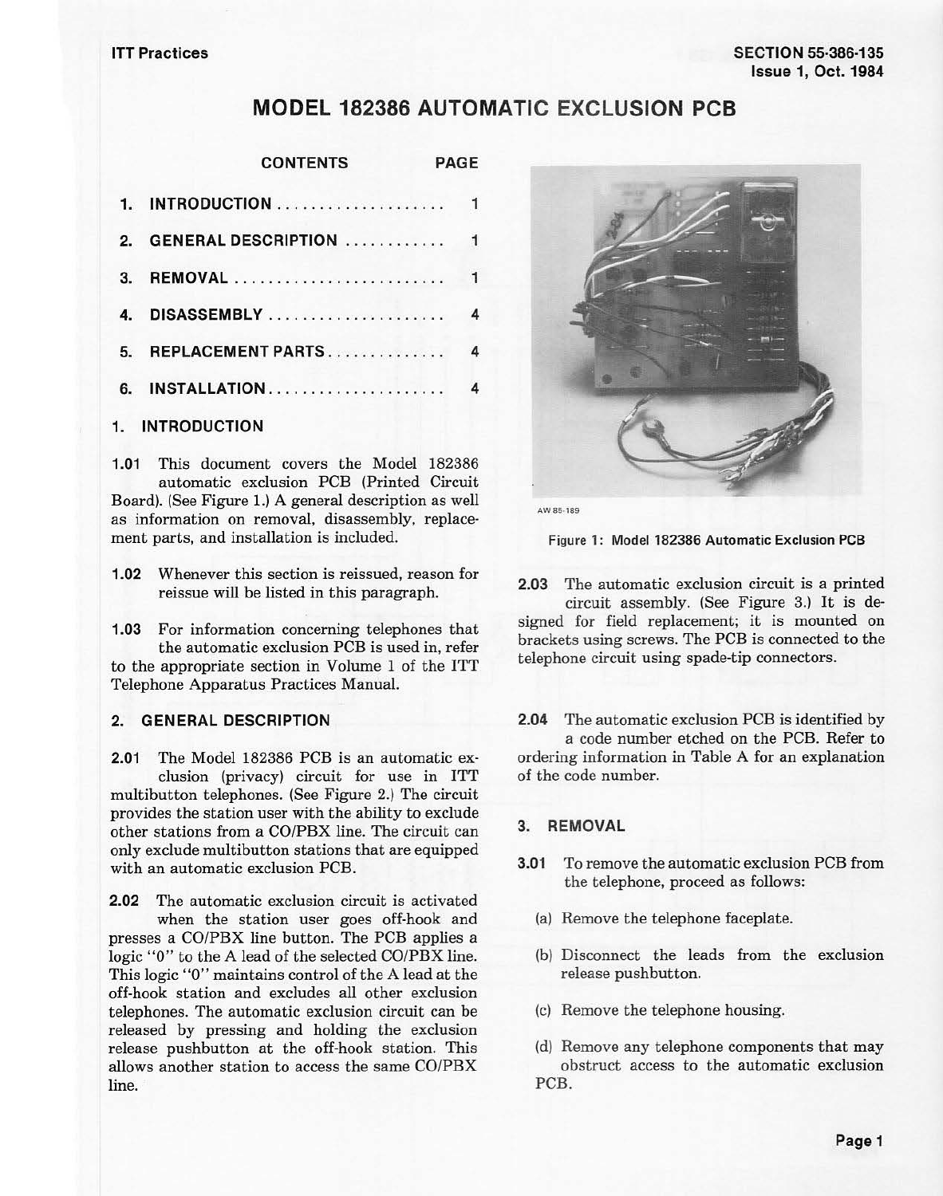# MODEL 182386 AUTOMATIC EXCLUSION PCB

| CONTENTS | PAGE |
|---|---|
| 1. INTRODUCTION | 1 |
| 2. GENERAL DESCRIPTION | 1 |
| 3. REMOVAL | 1 |
| 4. DISASSEMBLY | 4 |
| 5. REPLACEMENT PARTS | 4 |
| 6. INSTALLATION | 4 |

## 1. INTRODUCTION

**1.01** This document covers the Model 182386 automatic exclusion PCB (Printed Circuit Board). (See Figure 1.) A general description as well as information on removal, disassembly, replacement parts, and installation is included.

**1.02** Whenever this section is reissued, reason for reissue will be listed in this paragraph.

**1.03** For information concerning telephones that the automatic exclusion PCB is used in, refer to the appropriate section in Volume 1 of the ITT Telephone Apparatus Practices Manual.

## 2. GENERAL DESCRIPTION

**2.01** The Model 182386 PCB is an automatic exclusion (privacy) circuit for use in ITT multibutton telephones. (See Figure 2.) The circuit provides the station user with the ability to exclude other stations from a CO/PBX line. The circuit can only exclude multibutton stations that are equipped with an automatic exclusion PCB.

**2.02** The automatic exclusion circuit is activated when the station user goes off-hook and presses a CO/PBX line button. The PCB applies a logic "0" to the A lead of the selected CO/PBX line. This logic "0" maintains control of the A lead at the off-hook station and excludes all other exclusion telephones. The automatic exclusion circuit can be released by pressing and holding the exclusion release pushbutton at the off-hook station. This allows another station to access the same CO/PBX line.

AW 85-189

Figure 1: Model 182386 Automatic Exclusion PCB

**2.03** The automatic exclusion circuit is a printed circuit assembly. (See Figure 3.) It is designed for field replacement; it is mounted on brackets using screws. The PCB is connected to the telephone circuit using spade-tip connectors.

**2.04** The automatic exclusion PCB is identified by a code number etched on the PCB. Refer to ordering information in Table A for an explanation of the code number.

## 3. REMOVAL

**3.01** To remove the automatic exclusion PCB from the telephone, proceed as follows:

(a) Remove the telephone faceplate.

(b) Disconnect the leads from the exclusion release pushbutton.

(c) Remove the telephone housing.

(d) Remove any telephone components that may obstruct access to the automatic exclusion PCB.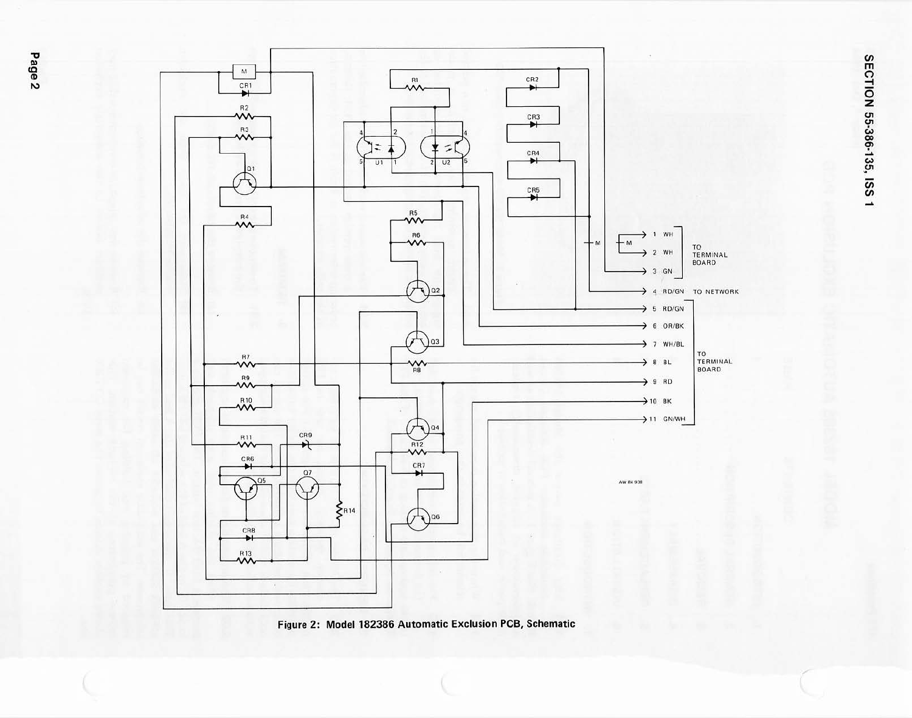Figure 2: Model 182386 Automatic Exclusion PCB, Schematic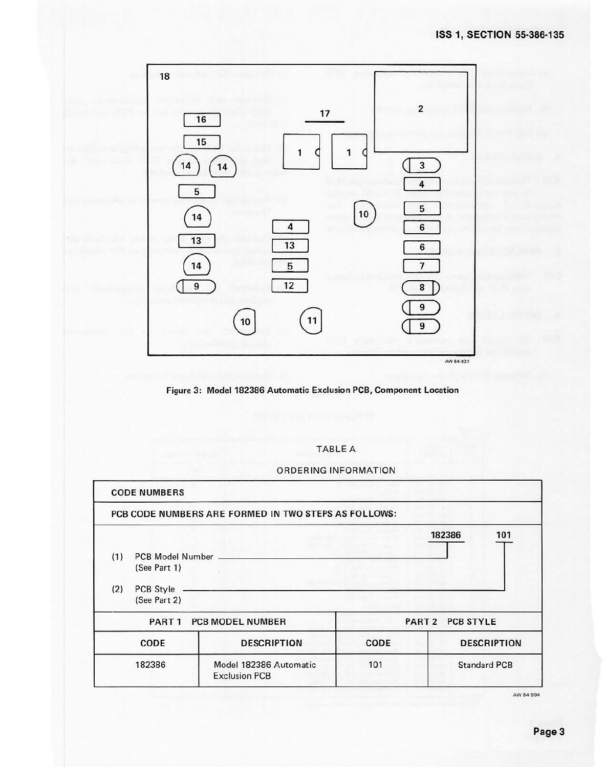Figure 3: Model 182386 Automatic Exclusion PCB, Component Location

TABLE A

ORDERING INFORMATION

| CODE NUMBERS | | | |
|---|---|---|---|
| PCB CODE NUMBERS ARE FORMED IN TWO STEPS AS FOLLOWS: | | | |
| (1) PCB Model Number (See Part 1) — 182386 | | | |
| (2) PCB Style (See Part 2) — 101 | | | |
| PART 1 PCB MODEL NUMBER | | PART 2 PCB STYLE | |
| CODE | DESCRIPTION | CODE | DESCRIPTION |
| 182386 | Model 182386 Automatic Exclusion PCB | 101 | Standard PCB |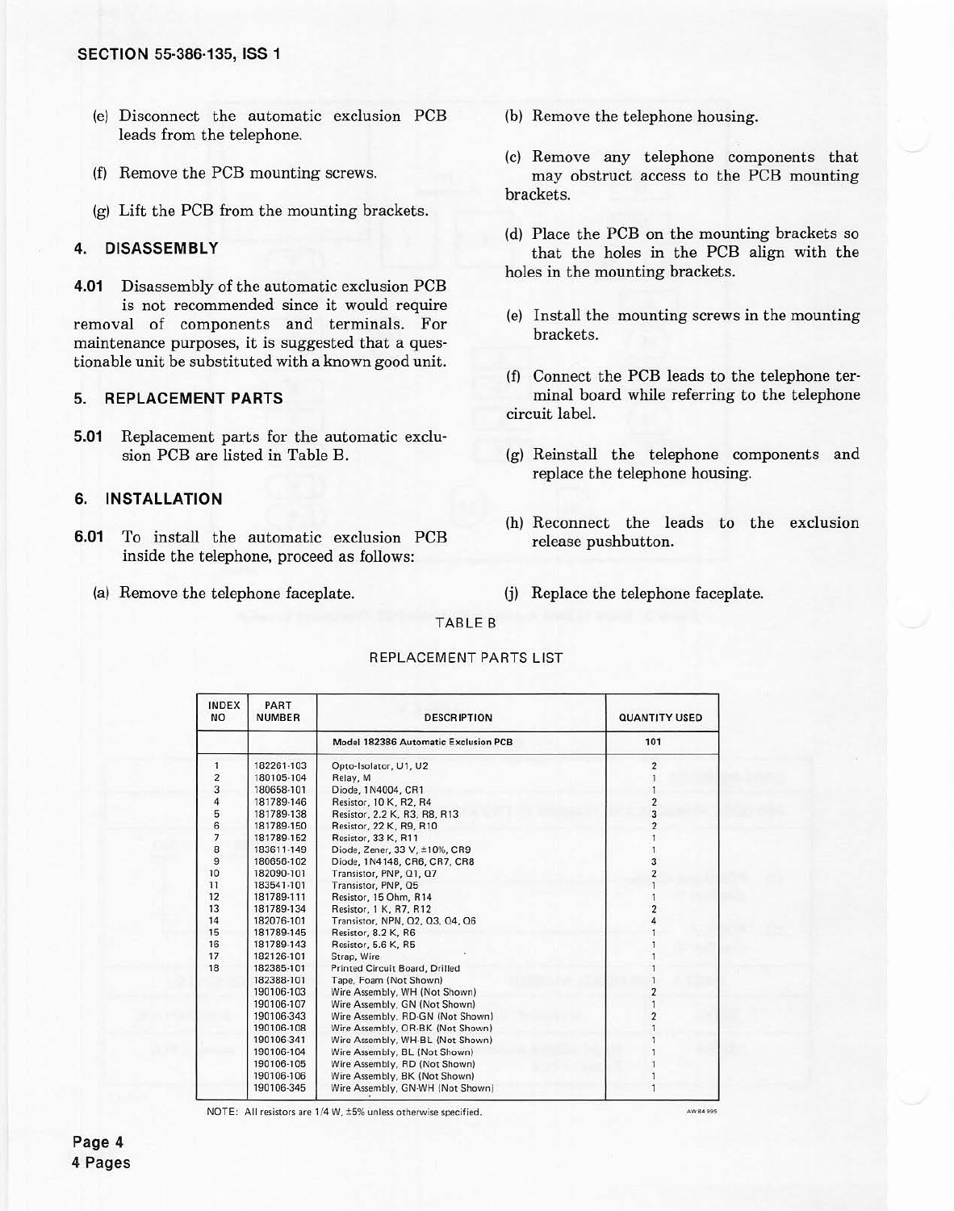(e) Disconnect the automatic exclusion PCB leads from the telephone.

(f) Remove the PCB mounting screws.

(g) Lift the PCB from the mounting brackets.

## 4. DISASSEMBLY

**4.01** Disassembly of the automatic exclusion PCB is not recommended since it would require removal of components and terminals. For maintenance purposes, it is suggested that a questionable unit be substituted with a known good unit.

## 5. REPLACEMENT PARTS

**5.01** Replacement parts for the automatic exclusion PCB are listed in Table B.

## 6. INSTALLATION

**6.01** To install the automatic exclusion PCB inside the telephone, proceed as follows:

(a) Remove the telephone faceplate.

(b) Remove the telephone housing.

(c) Remove any telephone components that may obstruct access to the PCB mounting brackets.

(d) Place the PCB on the mounting brackets so that the holes in the PCB align with the holes in the mounting brackets.

(e) Install the mounting screws in the mounting brackets.

(f) Connect the PCB leads to the telephone terminal board while referring to the telephone circuit label.

(g) Reinstall the telephone components and replace the telephone housing.

(h) Reconnect the leads to the exclusion release pushbutton.

(j) Replace the telephone faceplate.

TABLE B

REPLACEMENT PARTS LIST

| INDEX NO | PART NUMBER | DESCRIPTION | QUANTITY USED |
|---|---|---|---|
| | | **Model 182386 Automatic Exclusion PCB** | **101** |
| 1 | 182261-103 | Opto-Isolator, U1, U2 | 2 |
| 2 | 180105-104 | Relay, M | 1 |
| 3 | 180658-101 | Diode, 1N4004, CR1 | 1 |
| 4 | 181789-146 | Resistor, 10 K, R2, R4 | 2 |
| 5 | 181789-138 | Resistor, 2.2 K, R3, R8, R13 | 3 |
| 6 | 181789-150 | Resistor, 22 K, R9, R10 | 2 |
| 7 | 181789-152 | Resistor, 33 K, R11 | 1 |
| 8 | 183611-149 | Diode, Zener, 33 V, ±10%, CR9 | 1 |
| 9 | 180656-102 | Diode, 1N4148, CR6, CR7, CR8 | 3 |
| 10 | 182090-101 | Transistor, PNP, Q1, Q7 | 2 |
| 11 | 183541-101 | Transistor, PNP, Q5 | 1 |
| 12 | 181789-111 | Resistor, 15 Ohm, R14 | 1 |
| 13 | 181789-134 | Resistor, 1 K, R7, R12 | 2 |
| 14 | 182076-101 | Transistor, NPN, Q2, Q3, Q4, Q6 | 4 |
| 15 | 181789-145 | Resistor, 8.2 K, R6 | 1 |
| 16 | 181789-143 | Resistor, 5.6 K, R5 | 1 |
| 17 | 182126-101 | Strap, Wire | 1 |
| 18 | 182385-101 | Printed Circuit Board, Drilled | 1 |
| | 182388-101 | Tape, Foam (Not Shown) | 1 |
| | 190106-103 | Wire Assembly, WH (Not Shown) | 2 |
| | 190106-107 | Wire Assembly, GN (Not Shown) | 1 |
| | 190106-343 | Wire Assembly, RD-GN (Not Shown) | 2 |
| | 190106-108 | Wire Assembly, OR-BK (Not Shown) | 1 |
| | 190106-341 | Wire Assembly, WH-BL (Not Shown) | 1 |
| | 190106-104 | Wire Assembly, BL (Not Shown) | 1 |
| | 190106-105 | Wire Assembly, RD (Not Shown) | 1 |
| | 190106-106 | Wire Assembly, BK (Not Shown) | 1 |
| | 190106-345 | Wire Assembly, GN-WH (Not Shown) | 1 |

NOTE: All resistors are 1/4 W, ±5% unless otherwise specified.

AW84 995